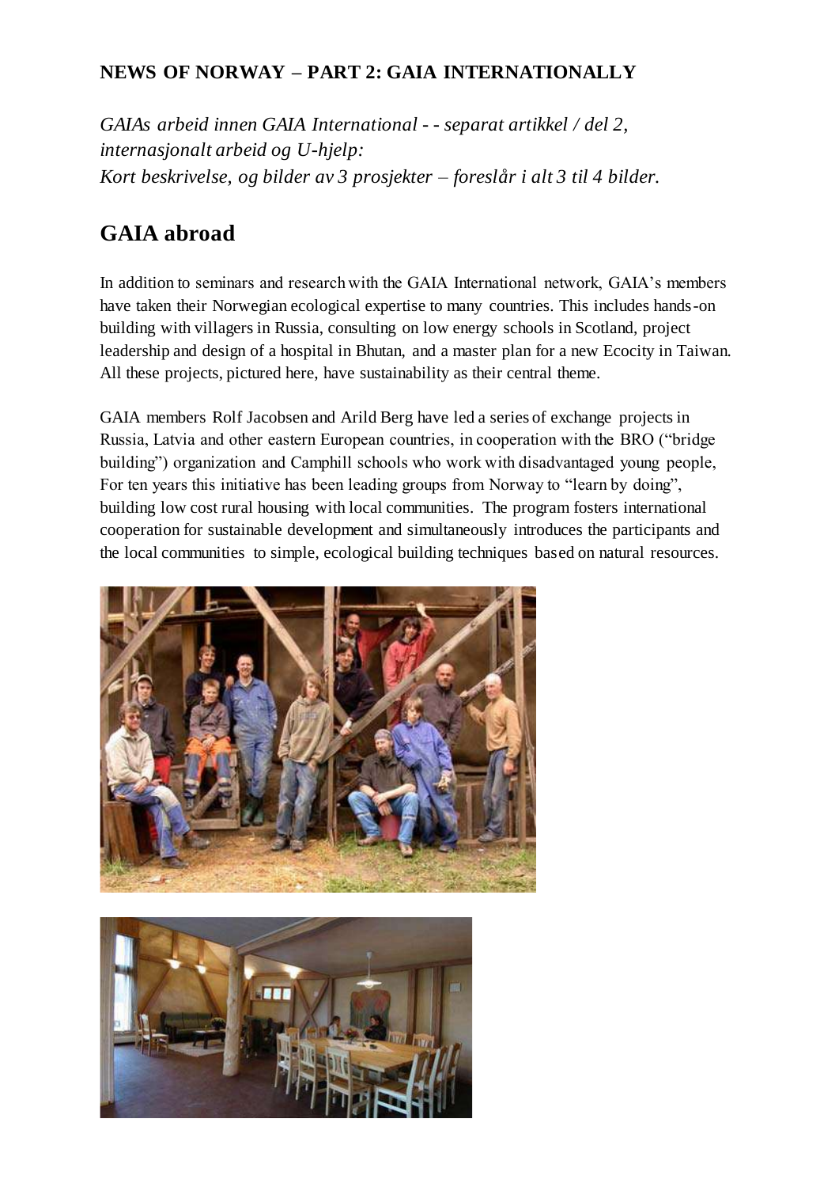**NEWS OF NORWAY – PART 2: GAIA INTERNATIONALLY**

*GAIAs arbeid innen GAIA International - - separat artikkel / del 2, internasjonalt arbeid og U-hjelp: Kort beskrivelse, og bilder av 3 prosjekter – foreslår i alt 3 til 4 bilder.*

## GAIA abroad

In addition to seminars and research with the GAIA International network, GAIA's members have taken their Norwegian ecological expertise to many countries. This includes hands-on building with villagers in Russia, consulting on low energy schools in Scotland, project leadership and design of a hospital in Bhutan, and a master plan for a new Ecocity in Taiwan. All these projects, pictured here, have sustainability as their central theme.

GAIA members Rolf Jacobsen and Arild Berg have led a series of exchange projects in Russia, Latvia and other eastern European countries, in cooperation with the BRO ("bridge building") organization and Camphill schools who work with disadvantaged young people, For ten years this initiative has been leading groups from Norway to "learn by doing", building low cost rural housing with local communities. The program fosters international cooperation for sustainable development and simultaneously introduces the participants and the local communities to simple, ecological building techniques based on natural resources.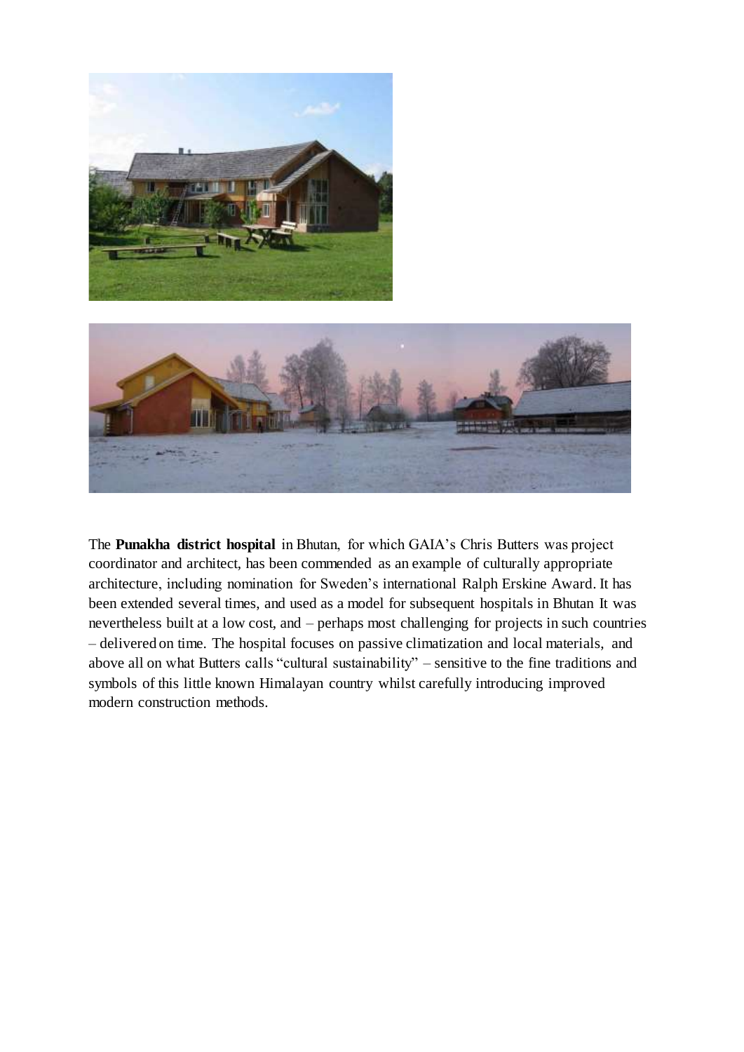The **Punakha district hospital** in Bhutan, for which GAIA's Chris Butters was project coordinator and architect, has been commended as an example of culturally appropriate architecture, including nomination for Sweden's international Ralph Erskine Award. It has been extended several times, and used as a model for subsequent hospitals in Bhutan It was nevertheless built at a low cost, and – perhaps most challenging for projects in such countries – delivered on time. The hospital focuses on passive climatization and local materials, and above all on what Butters calls "cultural sustainability" – sensitive to the fine traditions and symbols of this little known Himalayan country whilst carefully introducing improved modern construction methods.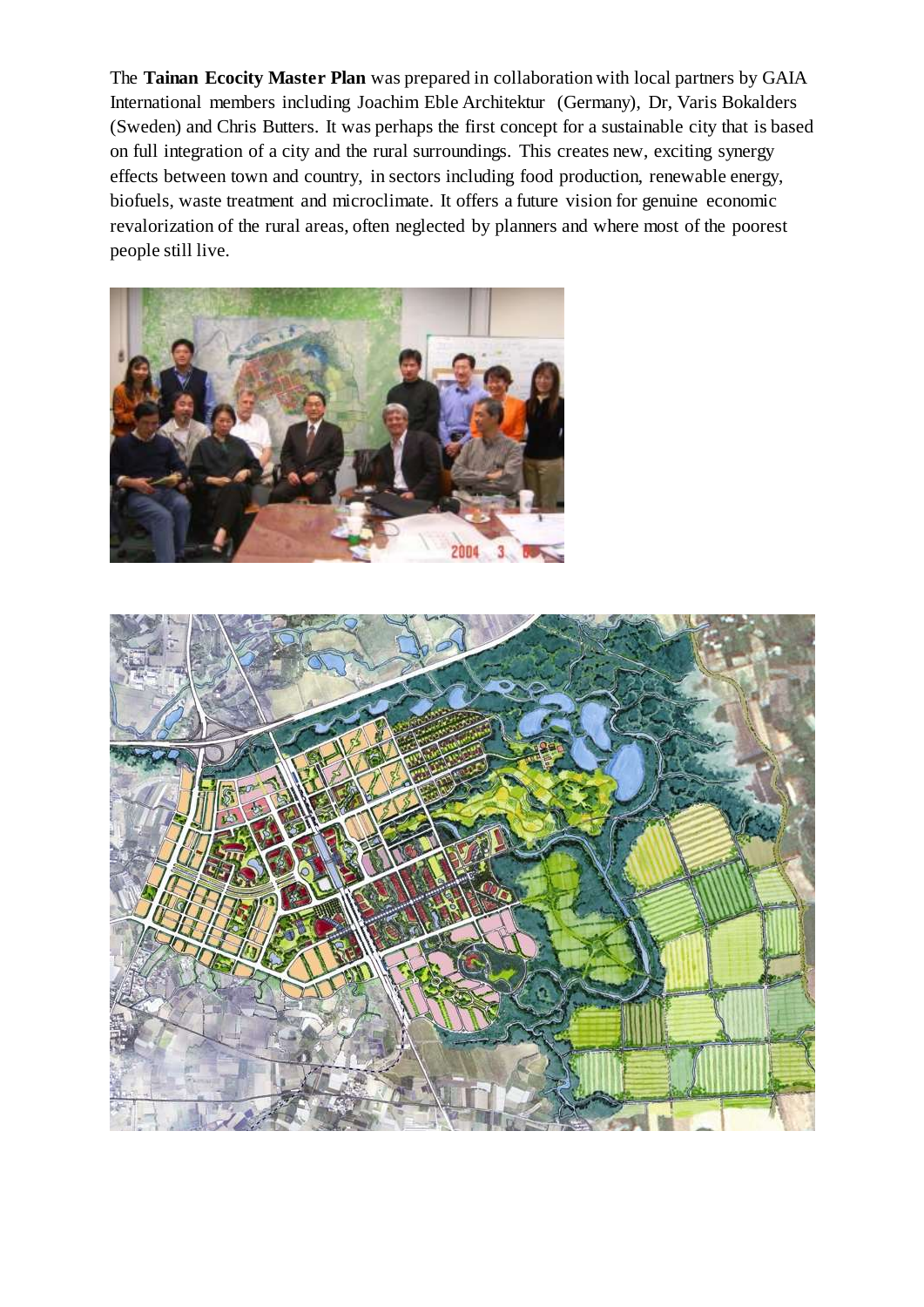The **Tainan Ecocity Master Plan** was prepared in collaboration with local partners by GAIA International members including Joachim Eble Architektur (Germany), Dr, Varis Bokalders (Sweden) and Chris Butters. It was perhaps the first concept for a sustainable city that is based on full integration of a city and the rural surroundings. This creates new, exciting synergy effects between town and country, in sectors including food production, renewable energy, biofuels, waste treatment and microclimate. It offers a future vision for genuine economic revalorization of the rural areas, often neglected by planners and where most of the poorest people still live.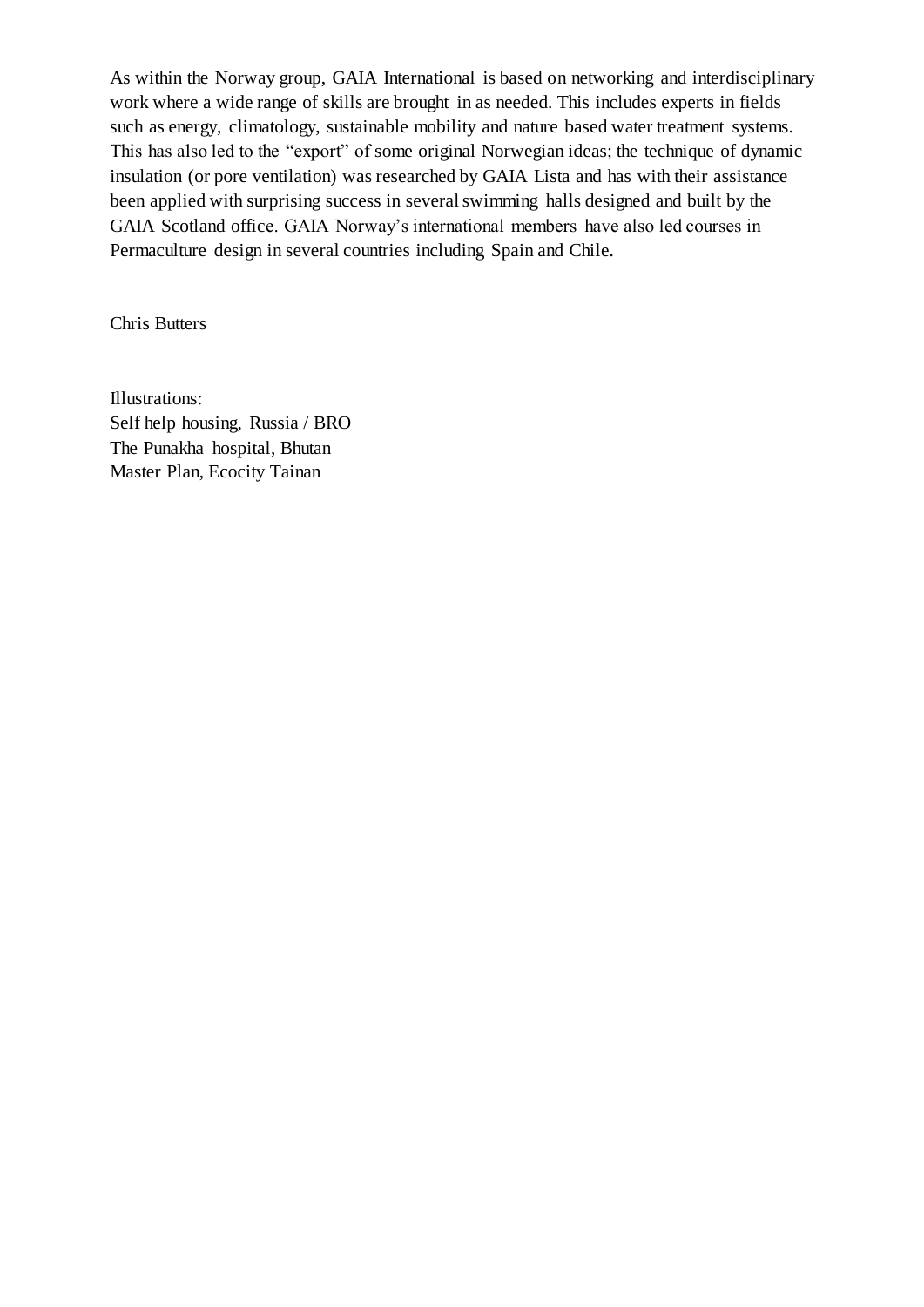As within the Norway group, GAIA International is based on networking and interdisciplinary work where a wide range of skills are brought in as needed. This includes experts in fields such as energy, climatology, sustainable mobility and nature based water treatment systems. This has also led to the "export" of some original Norwegian ideas; the technique of dynamic insulation (or pore ventilation) was researched by GAIA Lista and has with their assistance been applied with surprising success in several swimming halls designed and built by the GAIA Scotland office. GAIA Norway's international members have also led courses in Permaculture design in several countries including Spain and Chile.

Chris Butters

Illustrations:
Self help housing, Russia / BRO
The Punakha hospital, Bhutan
Master Plan, Ecocity Tainan